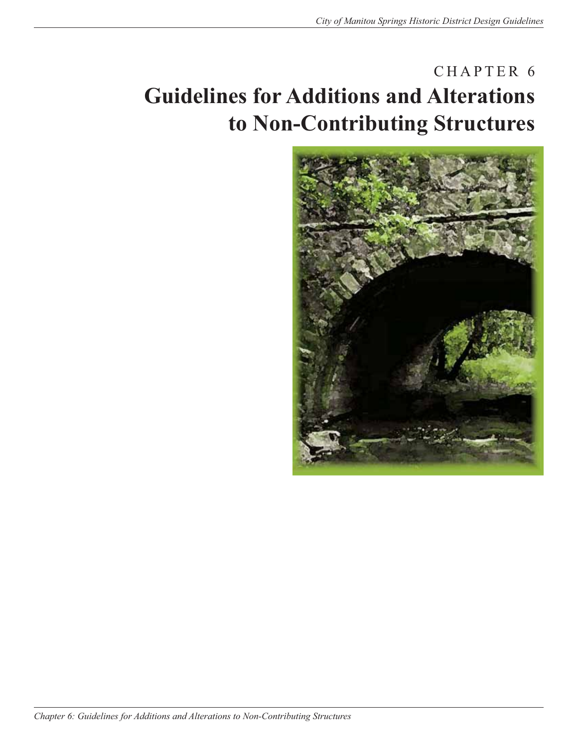CHAPTER 6

# Guidelines for Additions and Alterations to Non-Contributing Structures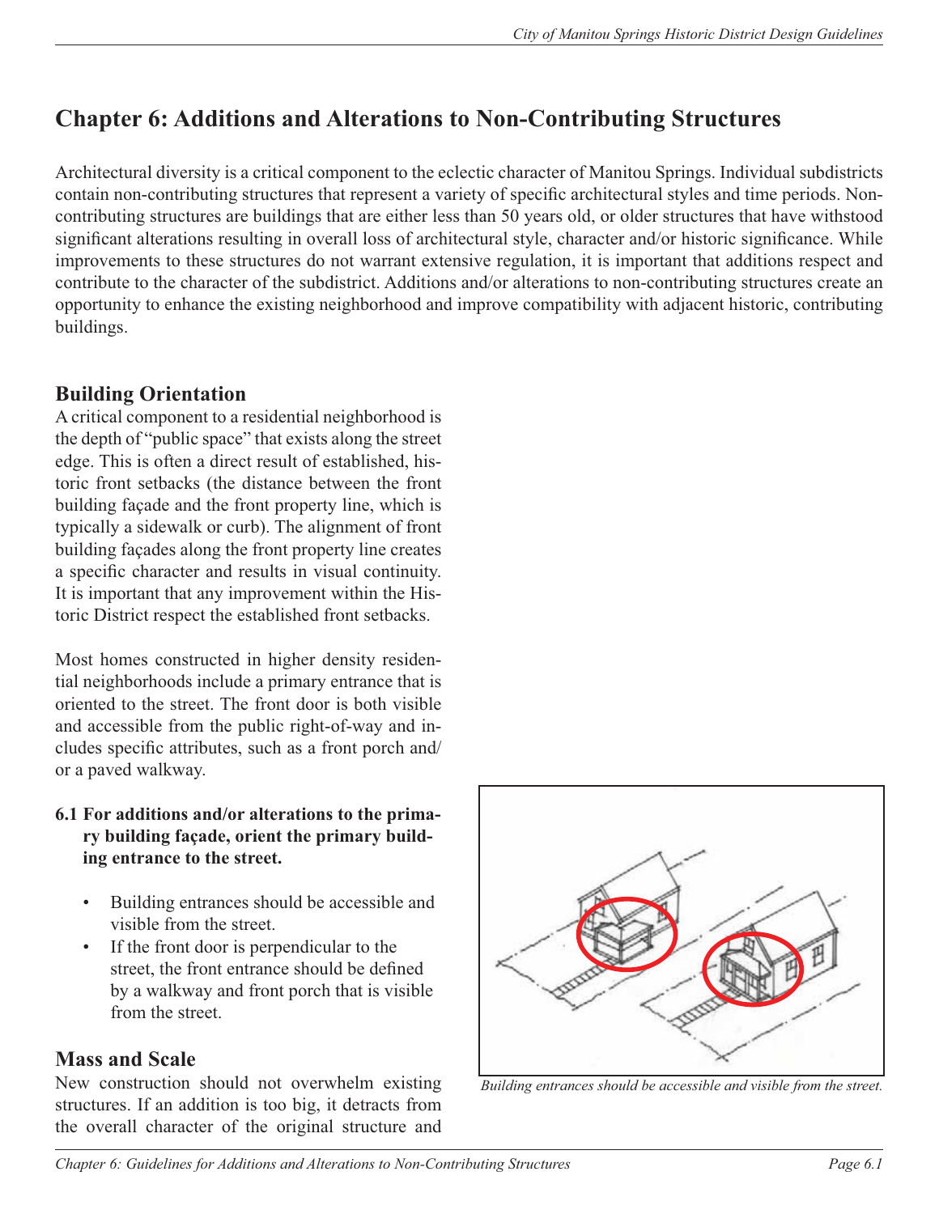# Chapter 6: Additions and Alterations to Non-Contributing Structures

Architectural diversity is a critical component to the eclectic character of Manitou Springs. Individual subdistricts contain non-contributing structures that represent a variety of specific architectural styles and time periods. Non-contributing structures are buildings that are either less than 50 years old, or older structures that have withstood significant alterations resulting in overall loss of architectural style, character and/or historic significance. While improvements to these structures do not warrant extensive regulation, it is important that additions respect and contribute to the character of the subdistrict. Additions and/or alterations to non-contributing structures create an opportunity to enhance the existing neighborhood and improve compatibility with adjacent historic, contributing buildings.

## Building Orientation

A critical component to a residential neighborhood is the depth of "public space" that exists along the street edge. This is often a direct result of established, historic front setbacks (the distance between the front building façade and the front property line, which is typically a sidewalk or curb). The alignment of front building façades along the front property line creates a specific character and results in visual continuity. It is important that any improvement within the Historic District respect the established front setbacks.

Most homes constructed in higher density residential neighborhoods include a primary entrance that is oriented to the street. The front door is both visible and accessible from the public right-of-way and includes specific attributes, such as a front porch and/or a paved walkway.

**6.1 For additions and/or alterations to the primary building façade, orient the primary building entrance to the street.**

- Building entrances should be accessible and visible from the street.
- If the front door is perpendicular to the street, the front entrance should be defined by a walkway and front porch that is visible from the street.

*Building entrances should be accessible and visible from the street.*

## Mass and Scale

New construction should not overwhelm existing structures. If an addition is too big, it detracts from the overall character of the original structure and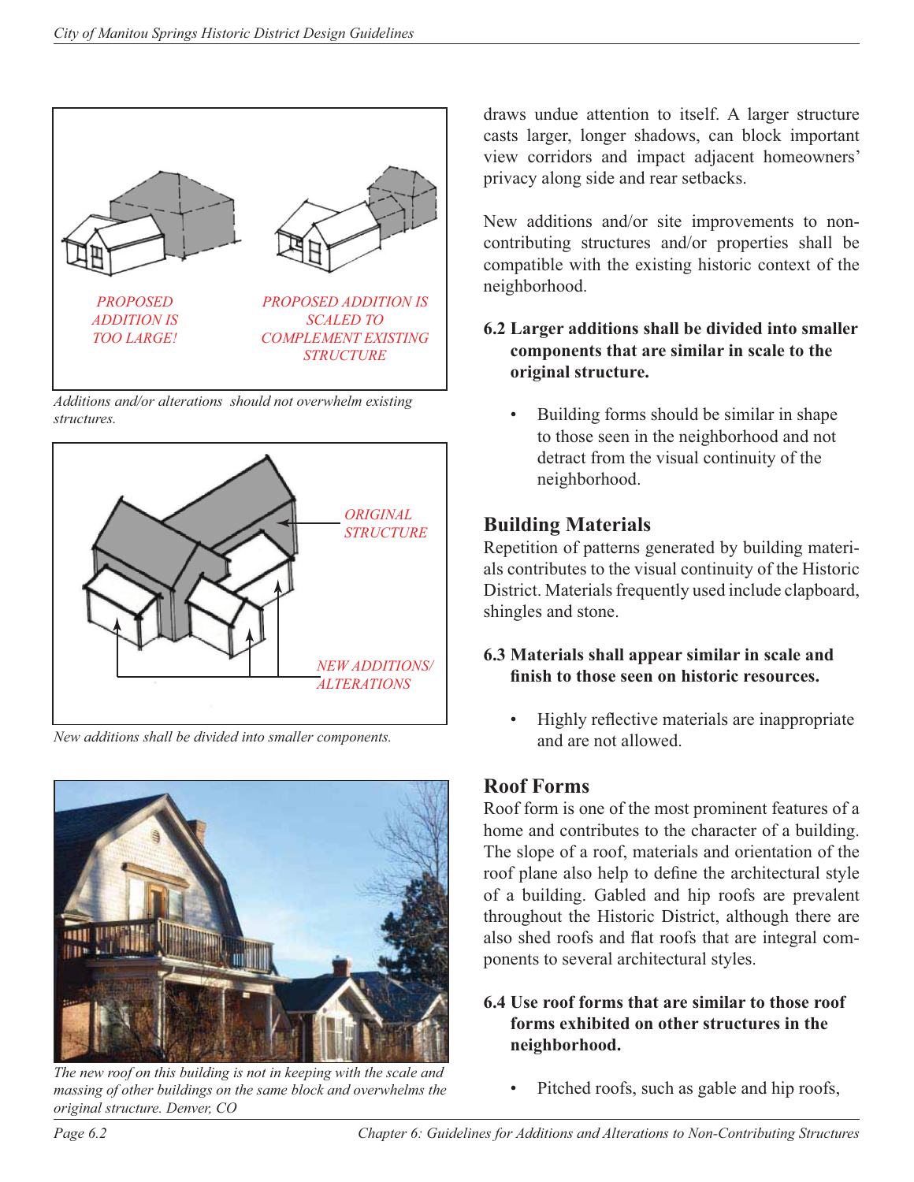PROPOSED ADDITION IS TOO LARGE!

PROPOSED ADDITION IS SCALED TO COMPLEMENT EXISTING STRUCTURE

*Additions and/or alterations should not overwhelm existing structures.*

ORIGINAL STRUCTURE

NEW ADDITIONS/ ALTERATIONS

*New additions shall be divided into smaller components.*

*The new roof on this building is not in keeping with the scale and massing of other buildings on the same block and overwhelms the original structure. Denver, CO*

draws undue attention to itself. A larger structure casts larger, longer shadows, can block important view corridors and impact adjacent homeowners' privacy along side and rear setbacks.

New additions and/or site improvements to non-contributing structures and/or properties shall be compatible with the existing historic context of the neighborhood.

**6.2 Larger additions shall be divided into smaller components that are similar in scale to the original structure.**

- Building forms should be similar in shape to those seen in the neighborhood and not detract from the visual continuity of the neighborhood.

## Building Materials

Repetition of patterns generated by building materials contributes to the visual continuity of the Historic District. Materials frequently used include clapboard, shingles and stone.

**6.3 Materials shall appear similar in scale and finish to those seen on historic resources.**

- Highly reflective materials are inappropriate and are not allowed.

## Roof Forms

Roof form is one of the most prominent features of a home and contributes to the character of a building. The slope of a roof, materials and orientation of the roof plane also help to define the architectural style of a building. Gabled and hip roofs are prevalent throughout the Historic District, although there are also shed roofs and flat roofs that are integral components to several architectural styles.

**6.4 Use roof forms that are similar to those roof forms exhibited on other structures in the neighborhood.**

- Pitched roofs, such as gable and hip roofs,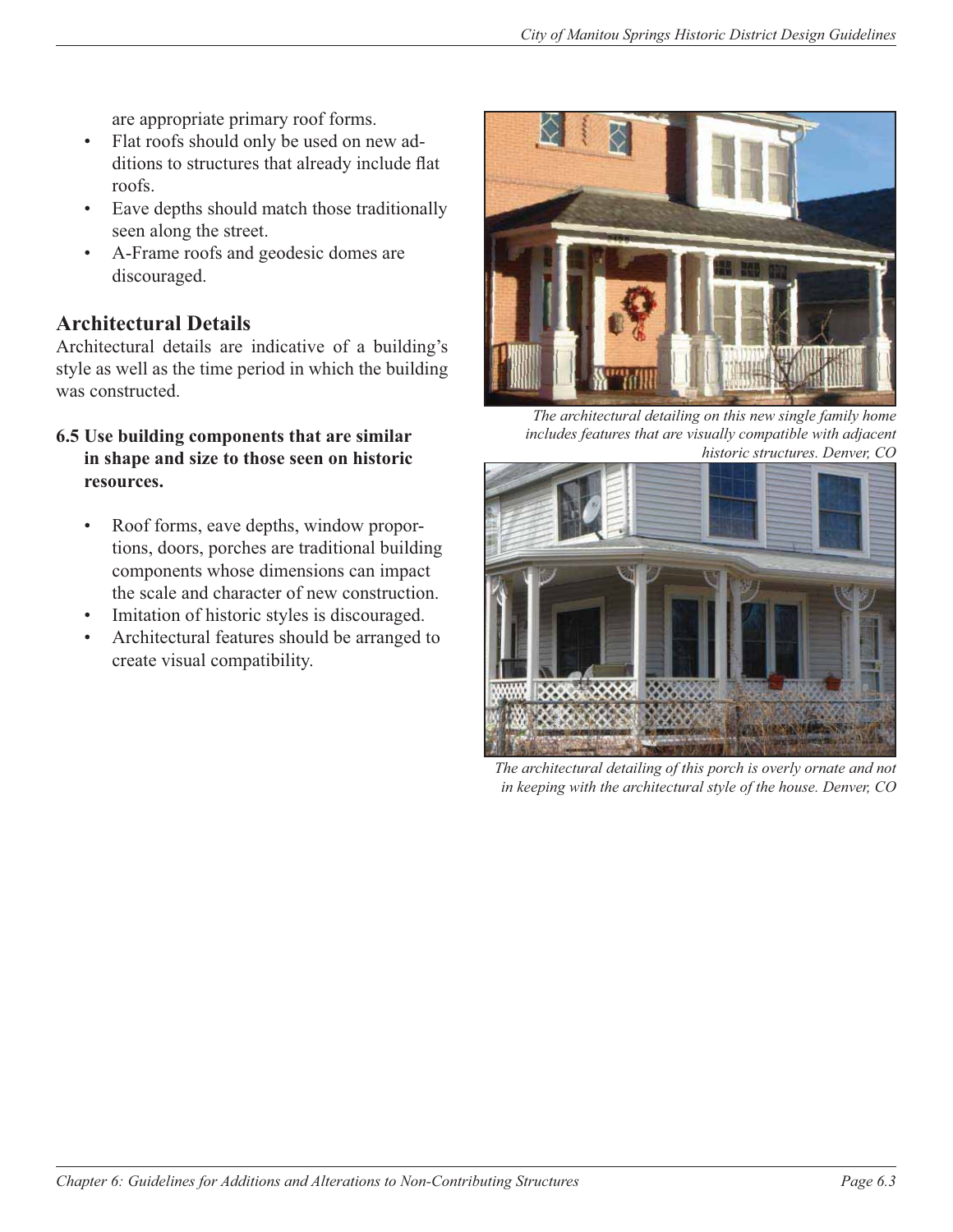are appropriate primary roof forms.

- Flat roofs should only be used on new additions to structures that already include flat roofs.
- Eave depths should match those traditionally seen along the street.
- A-Frame roofs and geodesic domes are discouraged.

## Architectural Details

Architectural details are indicative of a building's style as well as the time period in which the building was constructed.

**6.5 Use building components that are similar in shape and size to those seen on historic resources.**

- Roof forms, eave depths, window proportions, doors, porches are traditional building components whose dimensions can impact the scale and character of new construction.
- Imitation of historic styles is discouraged.
- Architectural features should be arranged to create visual compatibility.

*The architectural detailing on this new single family home includes features that are visually compatible with adjacent historic structures. Denver, CO*

*The architectural detailing of this porch is overly ornate and not in keeping with the architectural style of the house. Denver, CO*